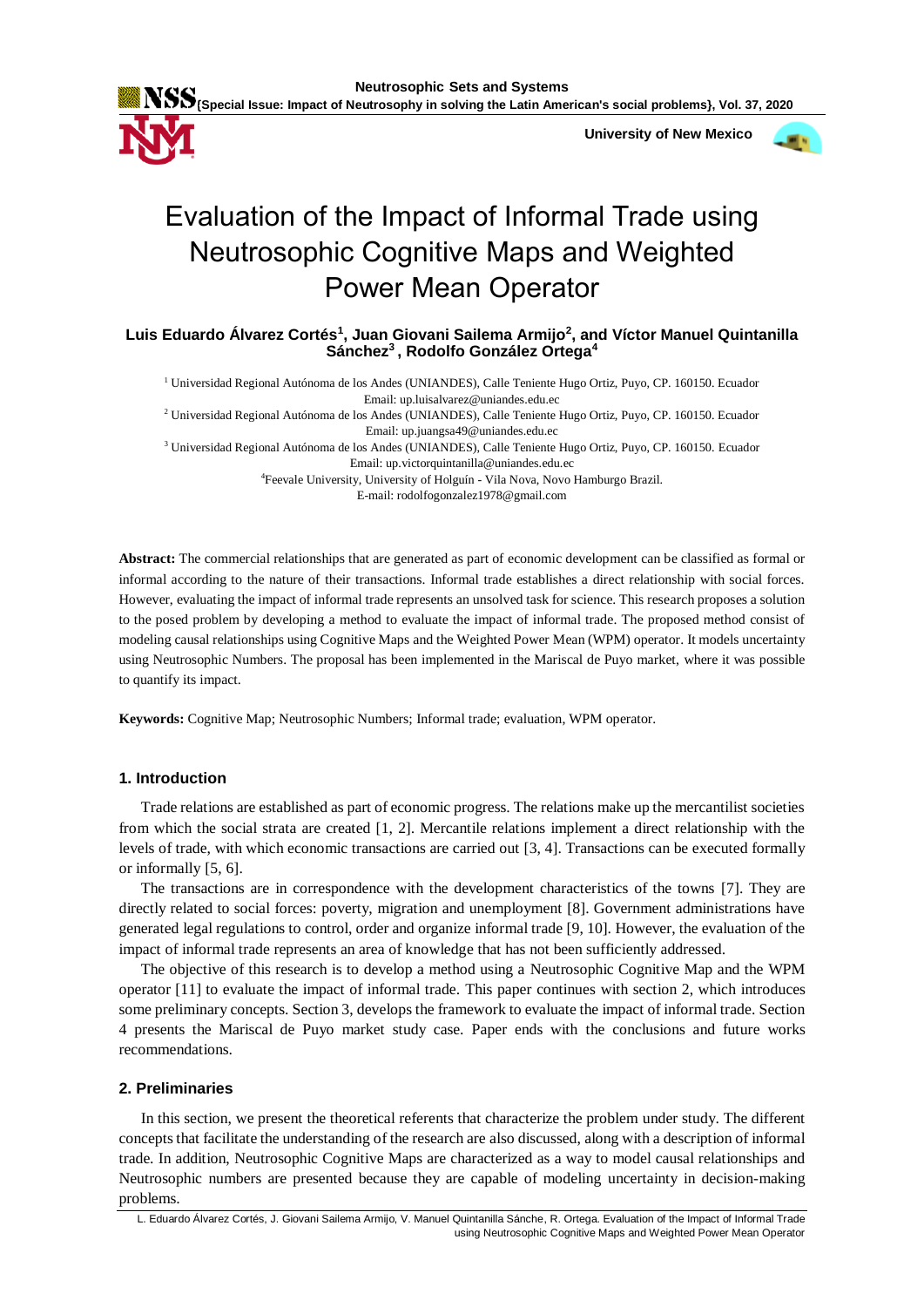# Evaluation of the Impact of Informal Trade using Neutrosophic Cognitive Maps and Weighted Power Mean Operator

**Luis Eduardo Álvarez Cortés[1], Juan Giovani Sailema Armijo[2], and Víctor Manuel Quintanilla Sánchez[3], Rodolfo González Ortega[4]**

[1] Universidad Regional Autónoma de los Andes (UNIANDES), Calle Teniente Hugo Ortiz, Puyo, CP. 160150. Ecuador
Email: up.luisalvarez@uniandes.edu.ec

[2] Universidad Regional Autónoma de los Andes (UNIANDES), Calle Teniente Hugo Ortiz, Puyo, CP. 160150. Ecuador
Email: up.juangsa49@uniandes.edu.ec

[3] Universidad Regional Autónoma de los Andes (UNIANDES), Calle Teniente Hugo Ortiz, Puyo, CP. 160150. Ecuador
Email: up.victorquintanilla@uniandes.edu.ec

[4]Feevale University, University of Holguín - Vila Nova, Novo Hamburgo Brazil.
E-mail: rodolfogonzalez1978@gmail.com

**Abstract:** The commercial relationships that are generated as part of economic development can be classified as formal or informal according to the nature of their transactions. Informal trade establishes a direct relationship with social forces. However, evaluating the impact of informal trade represents an unsolved task for science. This research proposes a solution to the posed problem by developing a method to evaluate the impact of informal trade. The proposed method consist of modeling causal relationships using Cognitive Maps and the Weighted Power Mean (WPM) operator. It models uncertainty using Neutrosophic Numbers. The proposal has been implemented in the Mariscal de Puyo market, where it was possible to quantify its impact.

**Keywords:** Cognitive Map; Neutrosophic Numbers; Informal trade; evaluation, WPM operator.

## 1. Introduction

Trade relations are established as part of economic progress. The relations make up the mercantilist societies from which the social strata are created [1, 2]. Mercantile relations implement a direct relationship with the levels of trade, with which economic transactions are carried out [3, 4]. Transactions can be executed formally or informally [5, 6].

The transactions are in correspondence with the development characteristics of the towns [7]. They are directly related to social forces: poverty, migration and unemployment [8]. Government administrations have generated legal regulations to control, order and organize informal trade [9, 10]. However, the evaluation of the impact of informal trade represents an area of knowledge that has not been sufficiently addressed.

The objective of this research is to develop a method using a Neutrosophic Cognitive Map and the WPM operator [11] to evaluate the impact of informal trade. This paper continues with section 2, which introduces some preliminary concepts. Section 3, develops the framework to evaluate the impact of informal trade. Section 4 presents the Mariscal de Puyo market study case. Paper ends with the conclusions and future works recommendations.

## 2. Preliminaries

In this section, we present the theoretical referents that characterize the problem under study. The different concepts that facilitate the understanding of the research are also discussed, along with a description of informal trade. In addition, Neutrosophic Cognitive Maps are characterized as a way to model causal relationships and Neutrosophic numbers are presented because they are capable of modeling uncertainty in decision-making problems.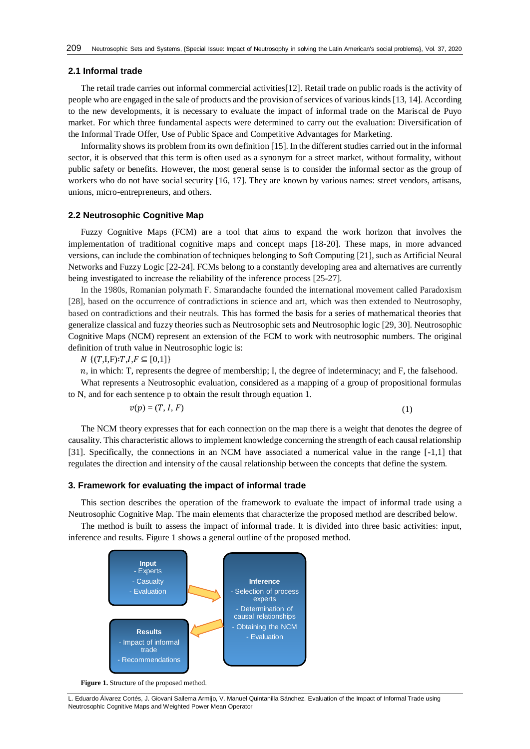### 2.1 Informal trade

The retail trade carries out informal commercial activities[12]. Retail trade on public roads is the activity of people who are engaged in the sale of products and the provision of services of various kinds [13, 14]. According to the new developments, it is necessary to evaluate the impact of informal trade on the Mariscal de Puyo market. For which three fundamental aspects were determined to carry out the evaluation: Diversification of the Informal Trade Offer, Use of Public Space and Competitive Advantages for Marketing.

Informality shows its problem from its own definition [15]. In the different studies carried out in the informal sector, it is observed that this term is often used as a synonym for a street market, without formality, without public safety or benefits. However, the most general sense is to consider the informal sector as the group of workers who do not have social security [16, 17]. They are known by various names: street vendors, artisans, unions, micro-entrepreneurs, and others.

### 2.2 Neutrosophic Cognitive Map

Fuzzy Cognitive Maps (FCM) are a tool that aims to expand the work horizon that involves the implementation of traditional cognitive maps and concept maps [18-20]. These maps, in more advanced versions, can include the combination of techniques belonging to Soft Computing [21], such as Artificial Neural Networks and Fuzzy Logic [22-24]. FCMs belong to a constantly developing area and alternatives are currently being investigated to increase the reliability of the inference process [25-27].

In the 1980s, Romanian polymath F. Smarandache founded the international movement called Paradoxism [28], based on the occurrence of contradictions in science and art, which was then extended to Neutrosophy, based on contradictions and their neutrals. This has formed the basis for a series of mathematical theories that generalize classical and fuzzy theories such as Neutrosophic sets and Neutrosophic logic [29, 30]. Neutrosophic Cognitive Maps (NCM) represent an extension of the FCM to work with neutrosophic numbers. The original definition of truth value in Neutrosophic logic is:

$N \; \{(T,I,F){:}T,I,F \subseteq [0,1]\}$

$n$, in which: T, represents the degree of membership; I, the degree of indeterminacy; and F, the falsehood.

What represents a Neutrosophic evaluation, considered as a mapping of a group of propositional formulas to N, and for each sentence p to obtain the result through equation 1.

$$v(p) = (T, I, F) \tag{1}$$

The NCM theory expresses that for each connection on the map there is a weight that denotes the degree of causality. This characteristic allows to implement knowledge concerning the strength of each causal relationship [31]. Specifically, the connections in an NCM have associated a numerical value in the range [-1,1] that regulates the direction and intensity of the causal relationship between the concepts that define the system.

## 3. Framework for evaluating the impact of informal trade

This section describes the operation of the framework to evaluate the impact of informal trade using a Neutrosophic Cognitive Map. The main elements that characterize the proposed method are described below.

The method is built to assess the impact of informal trade. It is divided into three basic activities: input, inference and results. Figure 1 shows a general outline of the proposed method.

**Input**
- Experts
- Casualty
- Evaluation

**Inference**
- Selection of process experts
- Determination of causal relationships
- Obtaining the NCM
- Evaluation

**Results**
- Impact of informal trade
- Recommendations

**Figure 1.** Structure of the proposed method.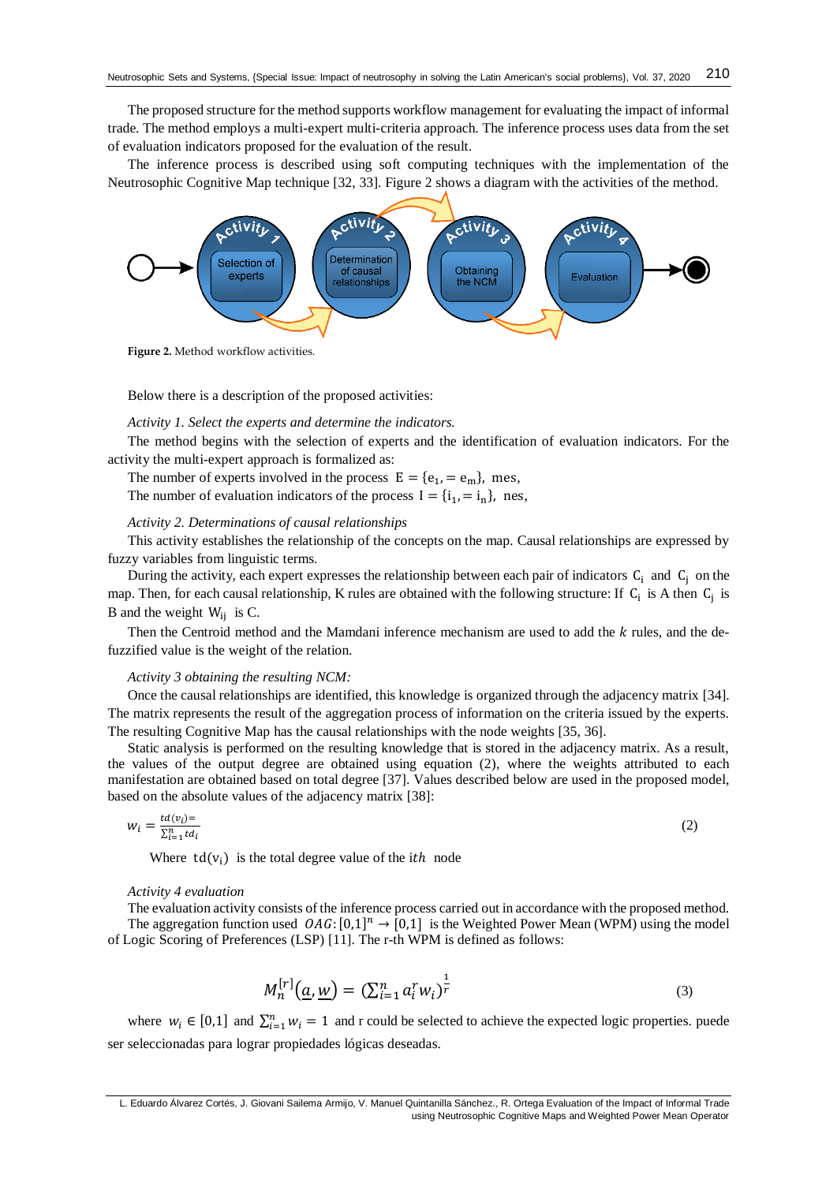The proposed structure for the method supports workflow management for evaluating the impact of informal trade. The method employs a multi-expert multi-criteria approach. The inference process uses data from the set of evaluation indicators proposed for the evaluation of the result.

The inference process is described using soft computing techniques with the implementation of the Neutrosophic Cognitive Map technique [32, 33]. Figure 2 shows a diagram with the activities of the method.

**Figure 2.** Method workflow activities.

Below there is a description of the proposed activities:

*Activity 1. Select the experts and determine the indicators.*

The method begins with the selection of experts and the identification of evaluation indicators. For the activity the multi-expert approach is formalized as:

The number of experts involved in the process $E = \{e_1, = e_m\}$, mes,

The number of evaluation indicators of the process $I = \{i_1, = i_n\}$, nes,

*Activity 2. Determinations of causal relationships*

This activity establishes the relationship of the concepts on the map. Causal relationships are expressed by fuzzy variables from linguistic terms.

During the activity, each expert expresses the relationship between each pair of indicators $C_i$ and $C_j$ on the map. Then, for each causal relationship, K rules are obtained with the following structure: If $C_i$ is A then $C_j$ is B and the weight $W_{ij}$ is C.

Then the Centroid method and the Mamdani inference mechanism are used to add the $k$ rules, and the de-fuzzified value is the weight of the relation.

*Activity 3 obtaining the resulting NCM:*

Once the causal relationships are identified, this knowledge is organized through the adjacency matrix [34]. The matrix represents the result of the aggregation process of information on the criteria issued by the experts. The resulting Cognitive Map has the causal relationships with the node weights [35, 36].

Static analysis is performed on the resulting knowledge that is stored in the adjacency matrix. As a result, the values of the output degree are obtained using equation (2), where the weights attributed to each manifestation are obtained based on total degree [37]. Values described below are used in the proposed model, based on the absolute values of the adjacency matrix [38]:

$$w_i = \frac{td(v_i) =}{\sum_{i=1}^{n} td_i} \tag{2}$$

Where $td(v_i)$ is the total degree value of the $ith$ node

*Activity 4 evaluation*

The evaluation activity consists of the inference process carried out in accordance with the proposed method.

The aggregation function used $OAG: [0,1]^n \to [0,1]$ is the Weighted Power Mean (WPM) using the model of Logic Scoring of Preferences (LSP) [11]. The r-th WPM is defined as follows:

$$M_n^{[r]}(\underline{a}, \underline{w}) = \left(\sum_{i=1}^{n} a_i^r w_i\right)^{\frac{1}{r}} \tag{3}$$

where $w_i \in [0,1]$ and $\sum_{i=1}^{n} w_i = 1$ and r could be selected to achieve the expected logic properties. puede ser seleccionadas para lograr propiedades lógicas deseadas.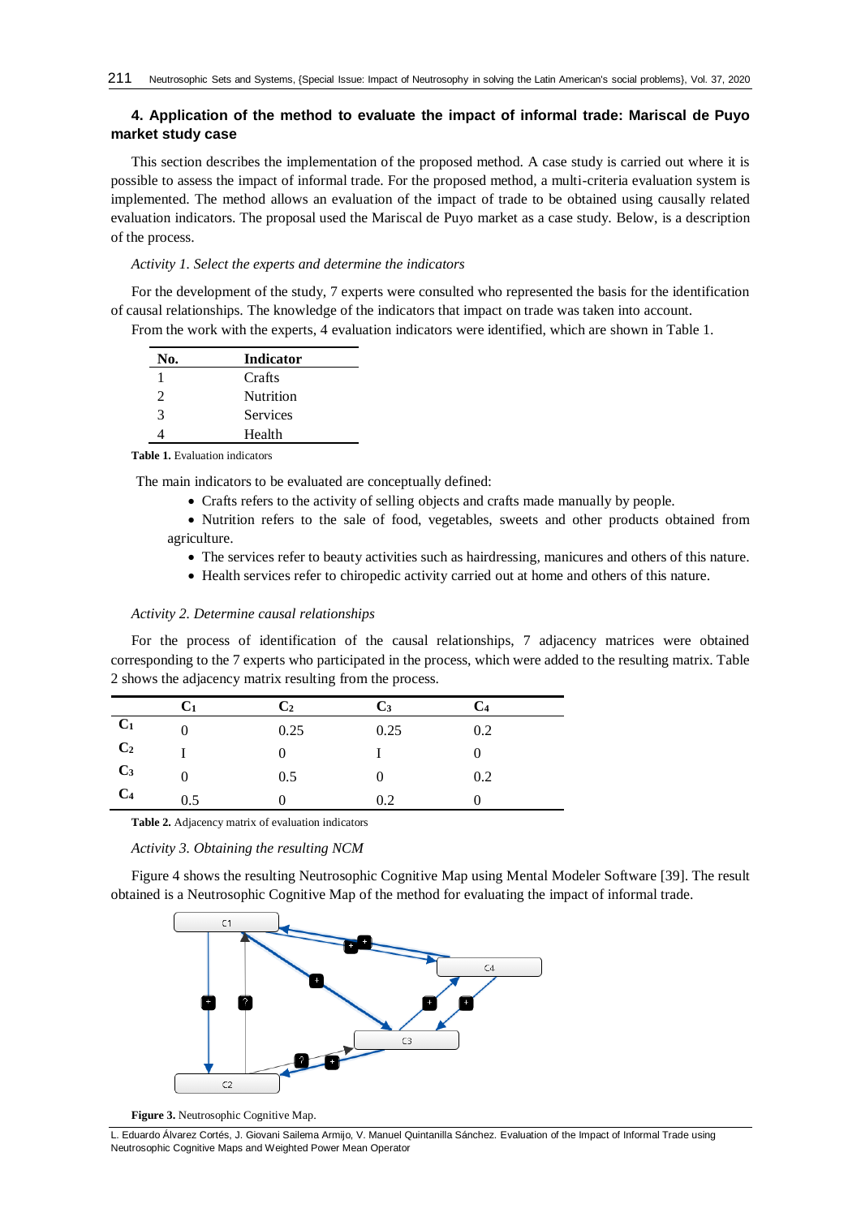### 4. Application of the method to evaluate the impact of informal trade: Mariscal de Puyo market study case

This section describes the implementation of the proposed method. A case study is carried out where it is possible to assess the impact of informal trade. For the proposed method, a multi-criteria evaluation system is implemented. The method allows an evaluation of the impact of trade to be obtained using causally related evaluation indicators. The proposal used the Mariscal de Puyo market as a case study. Below, is a description of the process.

*Activity 1. Select the experts and determine the indicators*

For the development of the study, 7 experts were consulted who represented the basis for the identification of causal relationships. The knowledge of the indicators that impact on trade was taken into account.

From the work with the experts, 4 evaluation indicators were identified, which are shown in Table 1.

| No. | Indicator |
|---|---|
| 1 | Crafts |
| 2 | Nutrition |
| 3 | Services |
| 4 | Health |

**Table 1.** Evaluation indicators

The main indicators to be evaluated are conceptually defined:

- Crafts refers to the activity of selling objects and crafts made manually by people.
- Nutrition refers to the sale of food, vegetables, sweets and other products obtained from agriculture.
- The services refer to beauty activities such as hairdressing, manicures and others of this nature.
- Health services refer to chiropedic activity carried out at home and others of this nature.

*Activity 2. Determine causal relationships*

For the process of identification of the causal relationships, 7 adjacency matrices were obtained corresponding to the 7 experts who participated in the process, which were added to the resulting matrix. Table 2 shows the adjacency matrix resulting from the process.

| | $C_1$ | $C_2$ | $C_3$ | $C_4$ |
|---|---|---|---|---|
| $C_1$ | 0 | 0.25 | 0.25 | 0.2 |
| $C_2$ | I | 0 | I | 0 |
| $C_3$ | 0 | 0.5 | 0 | 0.2 |
| $C_4$ | 0.5 | 0 | 0.2 | 0 |

**Table 2.** Adjacency matrix of evaluation indicators

*Activity 3. Obtaining the resulting NCM*

Figure 4 shows the resulting Neutrosophic Cognitive Map using Mental Modeler Software [39]. The result obtained is a Neutrosophic Cognitive Map of the method for evaluating the impact of informal trade.

**Figure 3.** Neutrosophic Cognitive Map.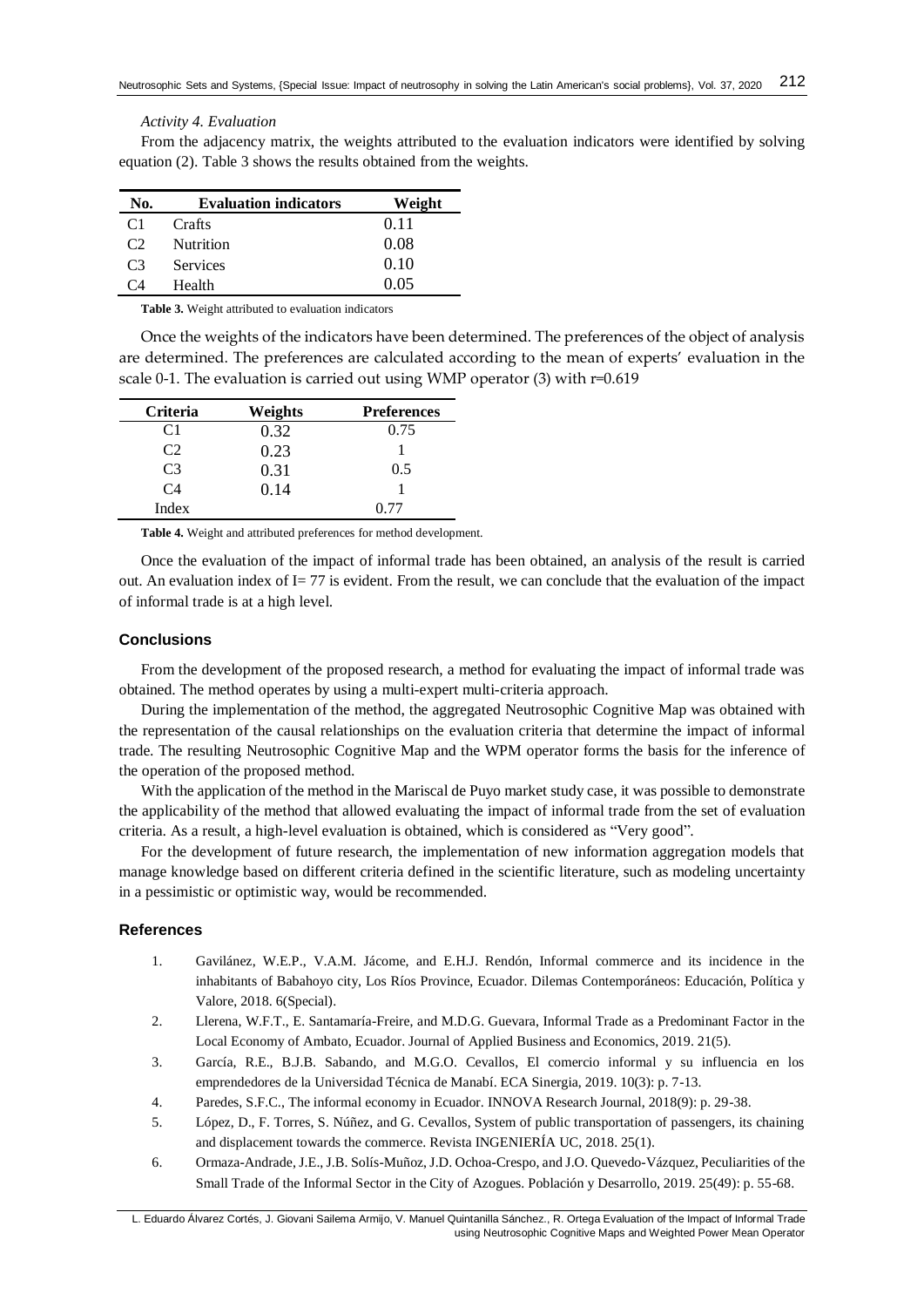*Activity 4. Evaluation*

From the adjacency matrix, the weights attributed to the evaluation indicators were identified by solving equation (2). Table 3 shows the results obtained from the weights.

| No. | Evaluation indicators | Weight |
|---|---|---|
| C1 | Crafts | 0.11 |
| C2 | Nutrition | 0.08 |
| C3 | Services | 0.10 |
| C4 | Health | 0.05 |

**Table 3.** Weight attributed to evaluation indicators

Once the weights of the indicators have been determined. The preferences of the object of analysis are determined. The preferences are calculated according to the mean of experts' evaluation in the scale 0-1. The evaluation is carried out using WMP operator (3) with r=0.619

| Criteria | Weights | Preferences |
|---|---|---|
| C1 | 0.32 | 0.75 |
| C2 | 0.23 | 1 |
| C3 | 0.31 | 0.5 |
| C4 | 0.14 | 1 |
| Index | | 0.77 |

**Table 4.** Weight and attributed preferences for method development.

Once the evaluation of the impact of informal trade has been obtained, an analysis of the result is carried out. An evaluation index of I= 77 is evident. From the result, we can conclude that the evaluation of the impact of informal trade is at a high level.

## Conclusions

From the development of the proposed research, a method for evaluating the impact of informal trade was obtained. The method operates by using a multi-expert multi-criteria approach.

During the implementation of the method, the aggregated Neutrosophic Cognitive Map was obtained with the representation of the causal relationships on the evaluation criteria that determine the impact of informal trade. The resulting Neutrosophic Cognitive Map and the WPM operator forms the basis for the inference of the operation of the proposed method.

With the application of the method in the Mariscal de Puyo market study case, it was possible to demonstrate the applicability of the method that allowed evaluating the impact of informal trade from the set of evaluation criteria. As a result, a high-level evaluation is obtained, which is considered as "Very good".

For the development of future research, the implementation of new information aggregation models that manage knowledge based on different criteria defined in the scientific literature, such as modeling uncertainty in a pessimistic or optimistic way, would be recommended.

## References

1. Gavilánez, W.E.P., V.A.M. Jácome, and E.H.J. Rendón, Informal commerce and its incidence in the inhabitants of Babahoyo city, Los Ríos Province, Ecuador. Dilemas Contemporáneos: Educación, Política y Valore, 2018. 6(Special).
2. Llerena, W.F.T., E. Santamaría-Freire, and M.D.G. Guevara, Informal Trade as a Predominant Factor in the Local Economy of Ambato, Ecuador. Journal of Applied Business and Economics, 2019. 21(5).
3. García, R.E., B.J.B. Sabando, and M.G.O. Cevallos, El comercio informal y su influencia en los emprendedores de la Universidad Técnica de Manabí. ECA Sinergia, 2019. 10(3): p. 7-13.
4. Paredes, S.F.C., The informal economy in Ecuador. INNOVA Research Journal, 2018(9): p. 29-38.
5. López, D., F. Torres, S. Núñez, and G. Cevallos, System of public transportation of passengers, its chaining and displacement towards the commerce. Revista INGENIERÍA UC, 2018. 25(1).
6. Ormaza-Andrade, J.E., J.B. Solís-Muñoz, J.D. Ochoa-Crespo, and J.O. Quevedo-Vázquez, Peculiarities of the Small Trade of the Informal Sector in the City of Azogues. Población y Desarrollo, 2019. 25(49): p. 55-68.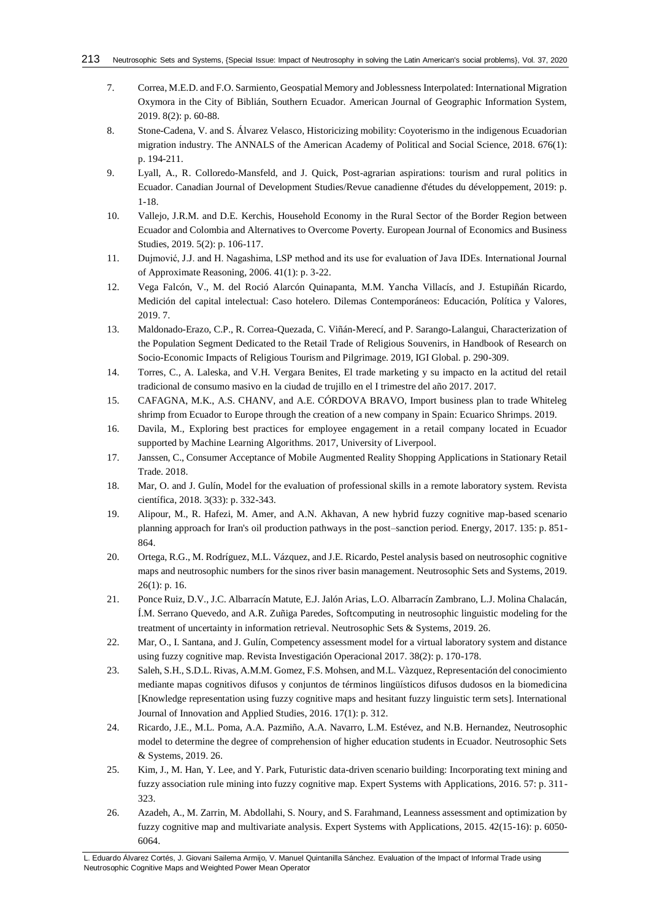7. Correa, M.E.D. and F.O. Sarmiento, Geospatial Memory and Joblessness Interpolated: International Migration Oxymora in the City of Biblián, Southern Ecuador. American Journal of Geographic Information System, 2019. 8(2): p. 60-88.
8. Stone-Cadena, V. and S. Álvarez Velasco, Historicizing mobility: Coyoterismo in the indigenous Ecuadorian migration industry. The ANNALS of the American Academy of Political and Social Science, 2018. 676(1): p. 194-211.
9. Lyall, A., R. Colloredo-Mansfeld, and J. Quick, Post-agrarian aspirations: tourism and rural politics in Ecuador. Canadian Journal of Development Studies/Revue canadienne d'études du développement, 2019: p. 1-18.
10. Vallejo, J.R.M. and D.E. Kerchis, Household Economy in the Rural Sector of the Border Region between Ecuador and Colombia and Alternatives to Overcome Poverty. European Journal of Economics and Business Studies, 2019. 5(2): p. 106-117.
11. Dujmović, J.J. and H. Nagashima, LSP method and its use for evaluation of Java IDEs. International Journal of Approximate Reasoning, 2006. 41(1): p. 3-22.
12. Vega Falcón, V., M. del Roció Alarcón Quinapanta, M.M. Yancha Villacís, and J. Estupiñán Ricardo, Medición del capital intelectual: Caso hotelero. Dilemas Contemporáneos: Educación, Política y Valores, 2019. 7.
13. Maldonado-Erazo, C.P., R. Correa-Quezada, C. Viñán-Merecí, and P. Sarango-Lalangui, Characterization of the Population Segment Dedicated to the Retail Trade of Religious Souvenirs, in Handbook of Research on Socio-Economic Impacts of Religious Tourism and Pilgrimage. 2019, IGI Global. p. 290-309.
14. Torres, C., A. Laleska, and V.H. Vergara Benites, El trade marketing y su impacto en la actitud del retail tradicional de consumo masivo en la ciudad de trujillo en el I trimestre del año 2017. 2017.
15. CAFAGNA, M.K., A.S. CHANV, and A.E. CÓRDOVA BRAVO, Import business plan to trade Whiteleg shrimp from Ecuador to Europe through the creation of a new company in Spain: Ecuarico Shrimps. 2019.
16. Davila, M., Exploring best practices for employee engagement in a retail company located in Ecuador supported by Machine Learning Algorithms. 2017, University of Liverpool.
17. Janssen, C., Consumer Acceptance of Mobile Augmented Reality Shopping Applications in Stationary Retail Trade. 2018.
18. Mar, O. and J. Gulín, Model for the evaluation of professional skills in a remote laboratory system. Revista científica, 2018. 3(33): p. 332-343.
19. Alipour, M., R. Hafezi, M. Amer, and A.N. Akhavan, A new hybrid fuzzy cognitive map-based scenario planning approach for Iran's oil production pathways in the post–sanction period. Energy, 2017. 135: p. 851-864.
20. Ortega, R.G., M. Rodríguez, M.L. Vázquez, and J.E. Ricardo, Pestel analysis based on neutrosophic cognitive maps and neutrosophic numbers for the sinos river basin management. Neutrosophic Sets and Systems, 2019. 26(1): p. 16.
21. Ponce Ruiz, D.V., J.C. Albarracín Matute, E.J. Jalón Arias, L.O. Albarracín Zambrano, L.J. Molina Chalacán, Í.M. Serrano Quevedo, and A.R. Zuñiga Paredes, Softcomputing in neutrosophic linguistic modeling for the treatment of uncertainty in information retrieval. Neutrosophic Sets & Systems, 2019. 26.
22. Mar, O., I. Santana, and J. Gulín, Competency assessment model for a virtual laboratory system and distance using fuzzy cognitive map. Revista Investigación Operacional 2017. 38(2): p. 170-178.
23. Saleh, S.H., S.D.L. Rivas, A.M.M. Gomez, F.S. Mohsen, and M.L. Vàzquez, Representación del conocimiento mediante mapas cognitivos difusos y conjuntos de términos lingüísticos difusos dudosos en la biomedicina [Knowledge representation using fuzzy cognitive maps and hesitant fuzzy linguistic term sets]. International Journal of Innovation and Applied Studies, 2016. 17(1): p. 312.
24. Ricardo, J.E., M.L. Poma, A.A. Pazmiño, A.A. Navarro, L.M. Estévez, and N.B. Hernandez, Neutrosophic model to determine the degree of comprehension of higher education students in Ecuador. Neutrosophic Sets & Systems, 2019. 26.
25. Kim, J., M. Han, Y. Lee, and Y. Park, Futuristic data-driven scenario building: Incorporating text mining and fuzzy association rule mining into fuzzy cognitive map. Expert Systems with Applications, 2016. 57: p. 311-323.
26. Azadeh, A., M. Zarrin, M. Abdollahi, S. Noury, and S. Farahmand, Leanness assessment and optimization by fuzzy cognitive map and multivariate analysis. Expert Systems with Applications, 2015. 42(15-16): p. 6050-6064.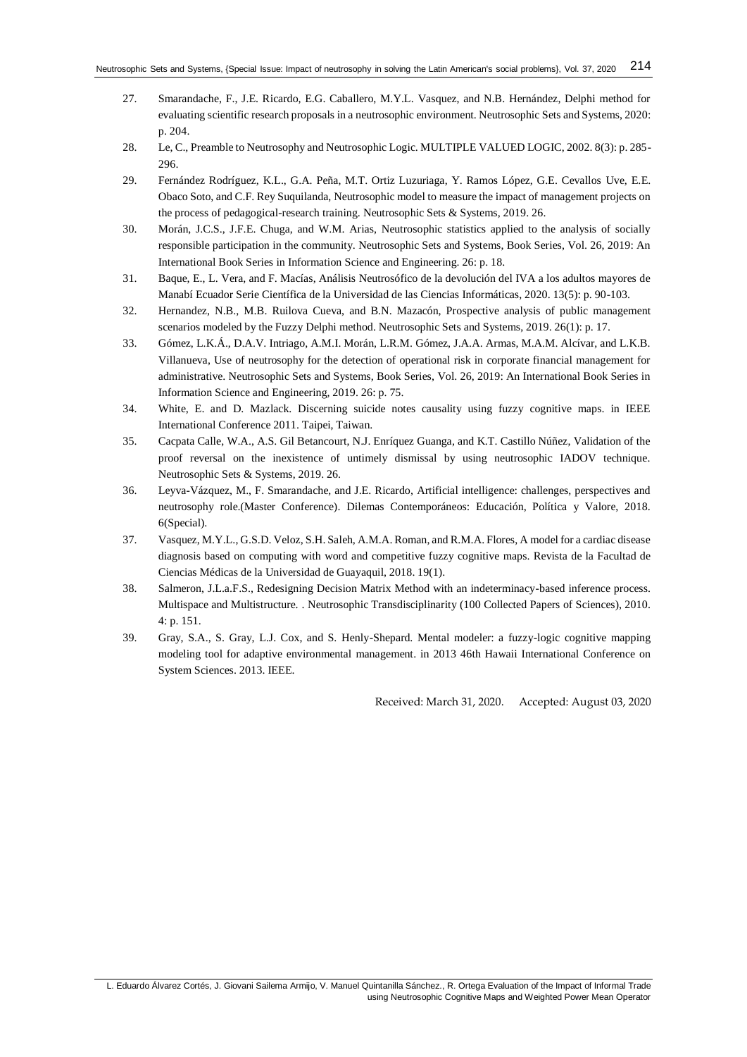27. Smarandache, F., J.E. Ricardo, E.G. Caballero, M.Y.L. Vasquez, and N.B. Hernández, Delphi method for evaluating scientific research proposals in a neutrosophic environment. Neutrosophic Sets and Systems, 2020: p. 204.
28. Le, C., Preamble to Neutrosophy and Neutrosophic Logic. MULTIPLE VALUED LOGIC, 2002. 8(3): p. 285-296.
29. Fernández Rodríguez, K.L., G.A. Peña, M.T. Ortiz Luzuriaga, Y. Ramos López, G.E. Cevallos Uve, E.E. Obaco Soto, and C.F. Rey Suquilanda, Neutrosophic model to measure the impact of management projects on the process of pedagogical-research training. Neutrosophic Sets & Systems, 2019. 26.
30. Morán, J.C.S., J.F.E. Chuga, and W.M. Arias, Neutrosophic statistics applied to the analysis of socially responsible participation in the community. Neutrosophic Sets and Systems, Book Series, Vol. 26, 2019: An International Book Series in Information Science and Engineering. 26: p. 18.
31. Baque, E., L. Vera, and F. Macías, Análisis Neutrosófico de la devolución del IVA a los adultos mayores de Manabí Ecuador Serie Científica de la Universidad de las Ciencias Informáticas, 2020. 13(5): p. 90-103.
32. Hernandez, N.B., M.B. Ruilova Cueva, and B.N. Mazacón, Prospective analysis of public management scenarios modeled by the Fuzzy Delphi method. Neutrosophic Sets and Systems, 2019. 26(1): p. 17.
33. Gómez, L.K.Á., D.A.V. Intriago, A.M.I. Morán, L.R.M. Gómez, J.A.A. Armas, M.A.M. Alcívar, and L.K.B. Villanueva, Use of neutrosophy for the detection of operational risk in corporate financial management for administrative. Neutrosophic Sets and Systems, Book Series, Vol. 26, 2019: An International Book Series in Information Science and Engineering, 2019. 26: p. 75.
34. White, E. and D. Mazlack. Discerning suicide notes causality using fuzzy cognitive maps. in IEEE International Conference 2011. Taipei, Taiwan.
35. Cacpata Calle, W.A., A.S. Gil Betancourt, N.J. Enríquez Guanga, and K.T. Castillo Núñez, Validation of the proof reversal on the inexistence of untimely dismissal by using neutrosophic IADOV technique. Neutrosophic Sets & Systems, 2019. 26.
36. Leyva-Vázquez, M., F. Smarandache, and J.E. Ricardo, Artificial intelligence: challenges, perspectives and neutrosophy role.(Master Conference). Dilemas Contemporáneos: Educación, Política y Valore, 2018. 6(Special).
37. Vasquez, M.Y.L., G.S.D. Veloz, S.H. Saleh, A.M.A. Roman, and R.M.A. Flores, A model for a cardiac disease diagnosis based on computing with word and competitive fuzzy cognitive maps. Revista de la Facultad de Ciencias Médicas de la Universidad de Guayaquil, 2018. 19(1).
38. Salmeron, J.L.a.F.S., Redesigning Decision Matrix Method with an indeterminacy-based inference process. Multispace and Multistructure. . Neutrosophic Transdisciplinarity (100 Collected Papers of Sciences), 2010. 4: p. 151.
39. Gray, S.A., S. Gray, L.J. Cox, and S. Henly-Shepard. Mental modeler: a fuzzy-logic cognitive mapping modeling tool for adaptive environmental management. in 2013 46th Hawaii International Conference on System Sciences. 2013. IEEE.

Received: March 31, 2020. Accepted: August 03, 2020